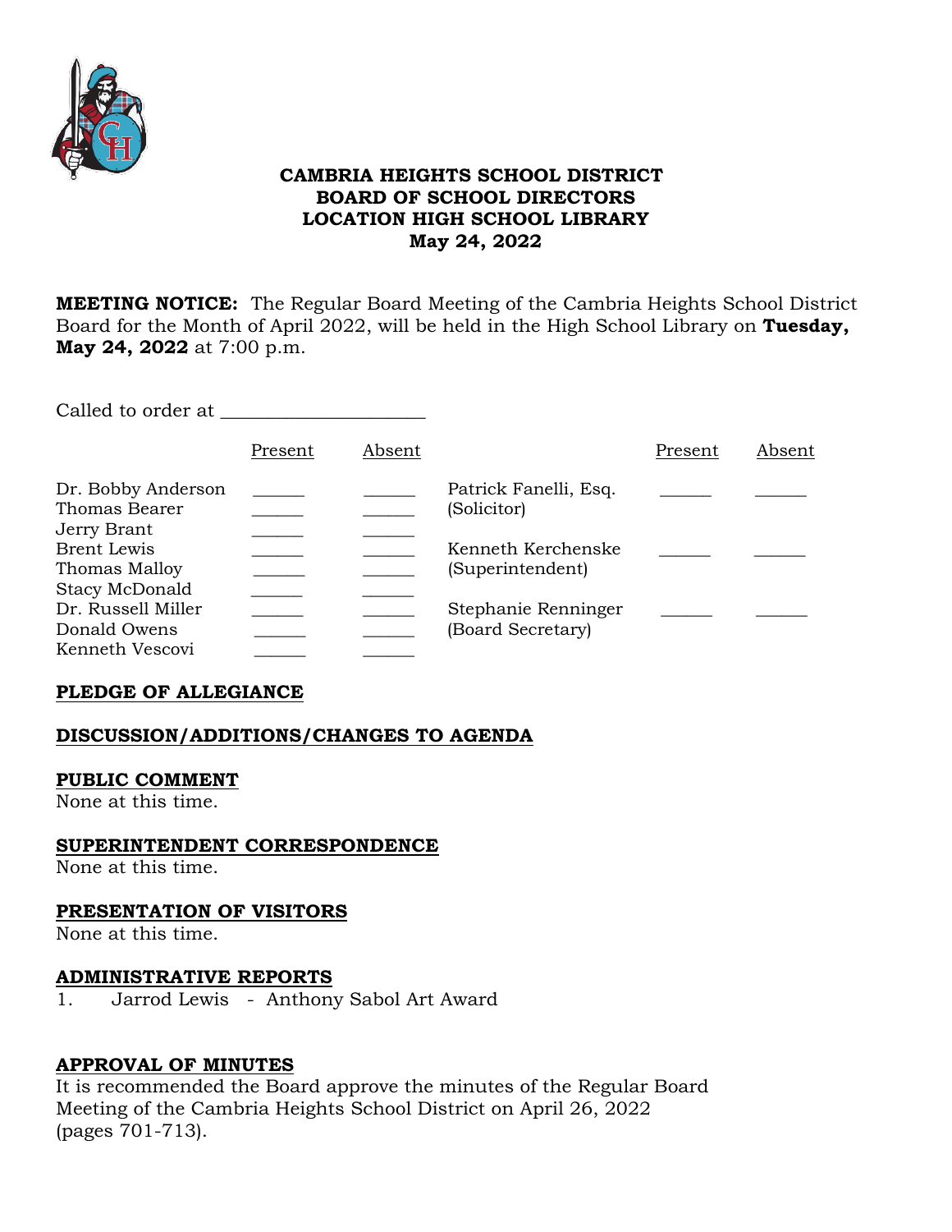**CAMBRIA HEIGHTS SCHOOL DISTRICT**
**BOARD OF SCHOOL DIRECTORS**
**LOCATION HIGH SCHOOL LIBRARY**
**May 24, 2022**

**MEETING NOTICE:** The Regular Board Meeting of the Cambria Heights School District Board for the Month of April 2022, will be held in the High School Library on **Tuesday, May 24, 2022** at 7:00 p.m.

Called to order at ____________________

| | Present | Absent | | Present | Absent |
|---|---|---|---|---|---|
| Dr. Bobby Anderson | ______ | ______ | Patrick Fanelli, Esq. (Solicitor) | ______ | ______ |
| Thomas Bearer | ______ | ______ | | | |
| Jerry Brant | ______ | ______ | | | |
| Brent Lewis | ______ | ______ | Kenneth Kerchenske (Superintendent) | ______ | ______ |
| Thomas Malloy | ______ | ______ | | | |
| Stacy McDonald | ______ | ______ | | | |
| Dr. Russell Miller | ______ | ______ | Stephanie Renninger (Board Secretary) | ______ | ______ |
| Donald Owens | ______ | ______ | | | |
| Kenneth Vescovi | ______ | ______ | | | |

**PLEDGE OF ALLEGIANCE**

**DISCUSSION/ADDITIONS/CHANGES TO AGENDA**

**PUBLIC COMMENT**
None at this time.

**SUPERINTENDENT CORRESPONDENCE**
None at this time.

**PRESENTATION OF VISITORS**
None at this time.

**ADMINISTRATIVE REPORTS**
1. Jarrod Lewis - Anthony Sabol Art Award

**APPROVAL OF MINUTES**
It is recommended the Board approve the minutes of the Regular Board Meeting of the Cambria Heights School District on April 26, 2022 (pages 701-713).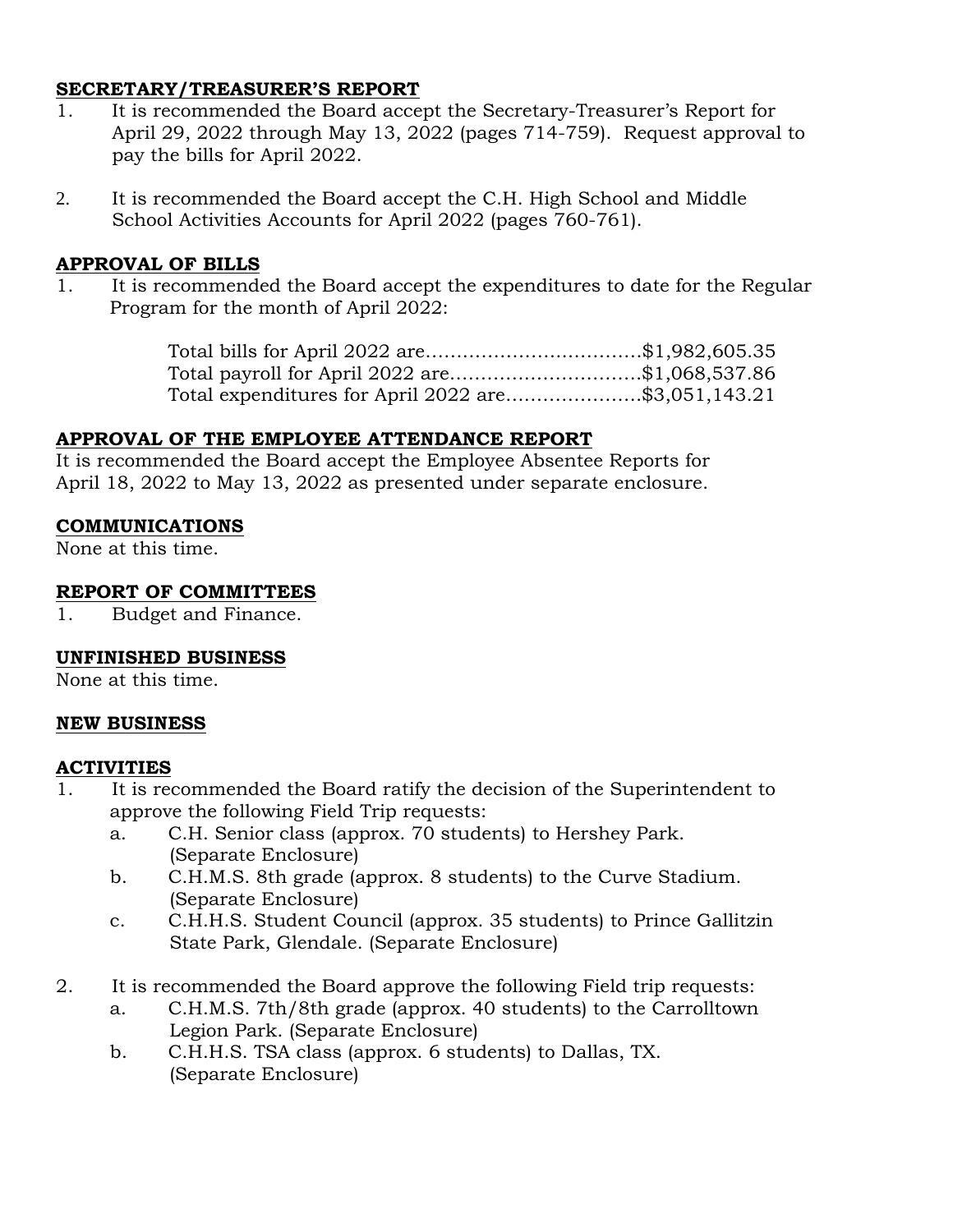## SECRETARY/TREASURER'S REPORT

1. It is recommended the Board accept the Secretary-Treasurer's Report for April 29, 2022 through May 13, 2022 (pages 714-759). Request approval to pay the bills for April 2022.

2. It is recommended the Board accept the C.H. High School and Middle School Activities Accounts for April 2022 (pages 760-761).

## APPROVAL OF BILLS

1. It is recommended the Board accept the expenditures to date for the Regular Program for the month of April 2022:

   Total bills for April 2022 are……………………………..$1,982,605.35
   Total payroll for April 2022 are………………………….$1,068,537.86
   Total expenditures for April 2022 are………………….$3,051,143.21

## APPROVAL OF THE EMPLOYEE ATTENDANCE REPORT

It is recommended the Board accept the Employee Absentee Reports for April 18, 2022 to May 13, 2022 as presented under separate enclosure.

## COMMUNICATIONS

None at this time.

## REPORT OF COMMITTEES

1. Budget and Finance.

## UNFINISHED BUSINESS

None at this time.

## NEW BUSINESS

## ACTIVITIES

1. It is recommended the Board ratify the decision of the Superintendent to approve the following Field Trip requests:
   a. C.H. Senior class (approx. 70 students) to Hershey Park. (Separate Enclosure)
   b. C.H.M.S. 8th grade (approx. 8 students) to the Curve Stadium. (Separate Enclosure)
   c. C.H.H.S. Student Council (approx. 35 students) to Prince Gallitzin State Park, Glendale. (Separate Enclosure)

2. It is recommended the Board approve the following Field trip requests:
   a. C.H.M.S. 7th/8th grade (approx. 40 students) to the Carrolltown Legion Park. (Separate Enclosure)
   b. C.H.H.S. TSA class (approx. 6 students) to Dallas, TX. (Separate Enclosure)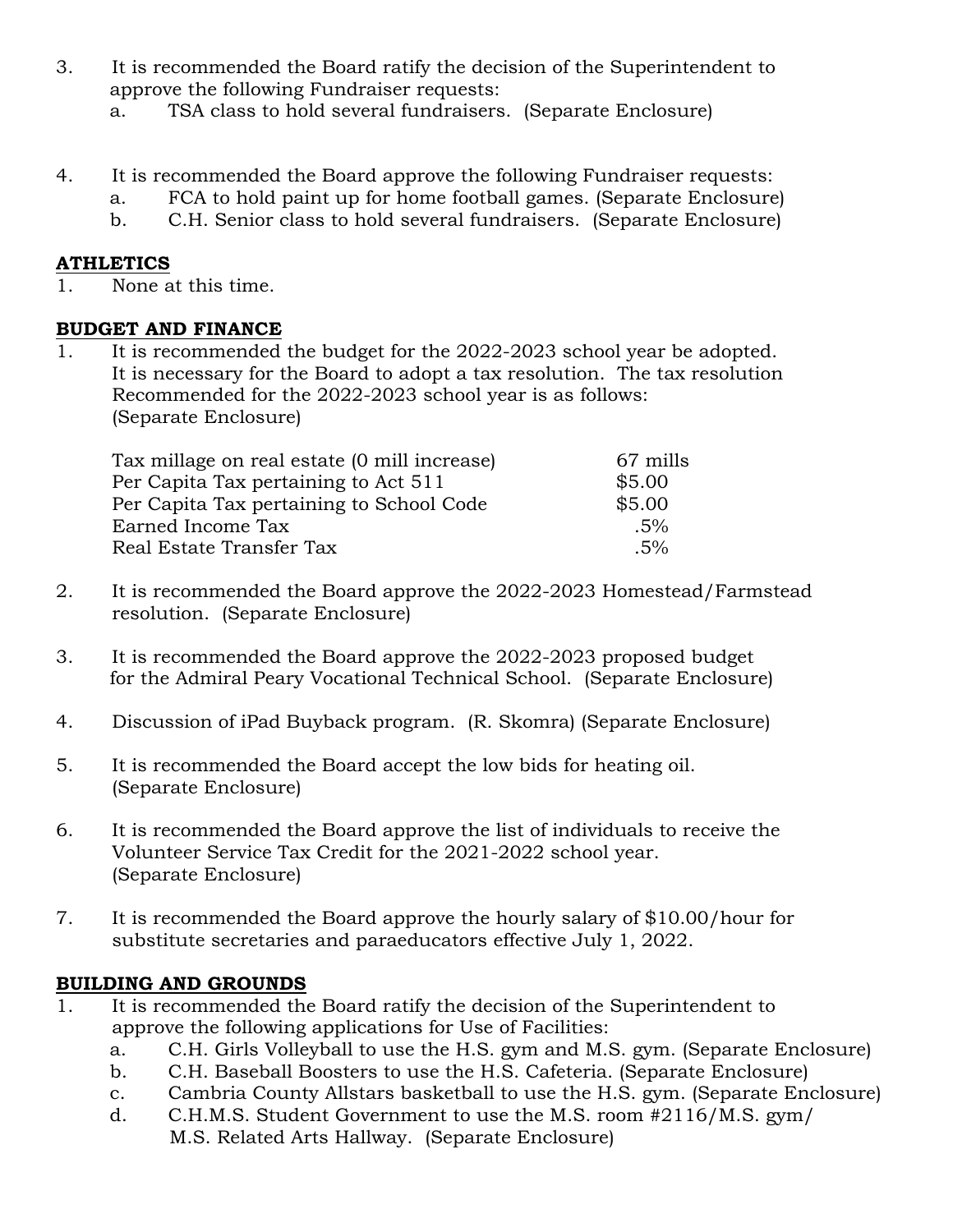3. It is recommended the Board ratify the decision of the Superintendent to approve the following Fundraiser requests:
    a. TSA class to hold several fundraisers. (Separate Enclosure)

4. It is recommended the Board approve the following Fundraiser requests:
    a. FCA to hold paint up for home football games. (Separate Enclosure)
    b. C.H. Senior class to hold several fundraisers. (Separate Enclosure)

**ATHLETICS**

1. None at this time.

**BUDGET AND FINANCE**

1. It is recommended the budget for the 2022-2023 school year be adopted. It is necessary for the Board to adopt a tax resolution. The tax resolution Recommended for the 2022-2023 school year is as follows: (Separate Enclosure)

| | |
|---|---|
| Tax millage on real estate (0 mill increase) | 67 mills |
| Per Capita Tax pertaining to Act 511 | $5.00 |
| Per Capita Tax pertaining to School Code | $5.00 |
| Earned Income Tax | .5% |
| Real Estate Transfer Tax | .5% |

2. It is recommended the Board approve the 2022-2023 Homestead/Farmstead resolution. (Separate Enclosure)

3. It is recommended the Board approve the 2022-2023 proposed budget for the Admiral Peary Vocational Technical School. (Separate Enclosure)

4. Discussion of iPad Buyback program. (R. Skomra) (Separate Enclosure)

5. It is recommended the Board accept the low bids for heating oil. (Separate Enclosure)

6. It is recommended the Board approve the list of individuals to receive the Volunteer Service Tax Credit for the 2021-2022 school year. (Separate Enclosure)

7. It is recommended the Board approve the hourly salary of $10.00/hour for substitute secretaries and paraeducators effective July 1, 2022.

**BUILDING AND GROUNDS**

1. It is recommended the Board ratify the decision of the Superintendent to approve the following applications for Use of Facilities:
    a. C.H. Girls Volleyball to use the H.S. gym and M.S. gym. (Separate Enclosure)
    b. C.H. Baseball Boosters to use the H.S. Cafeteria. (Separate Enclosure)
    c. Cambria County Allstars basketball to use the H.S. gym. (Separate Enclosure)
    d. C.H.M.S. Student Government to use the M.S. room #2116/M.S. gym/ M.S. Related Arts Hallway. (Separate Enclosure)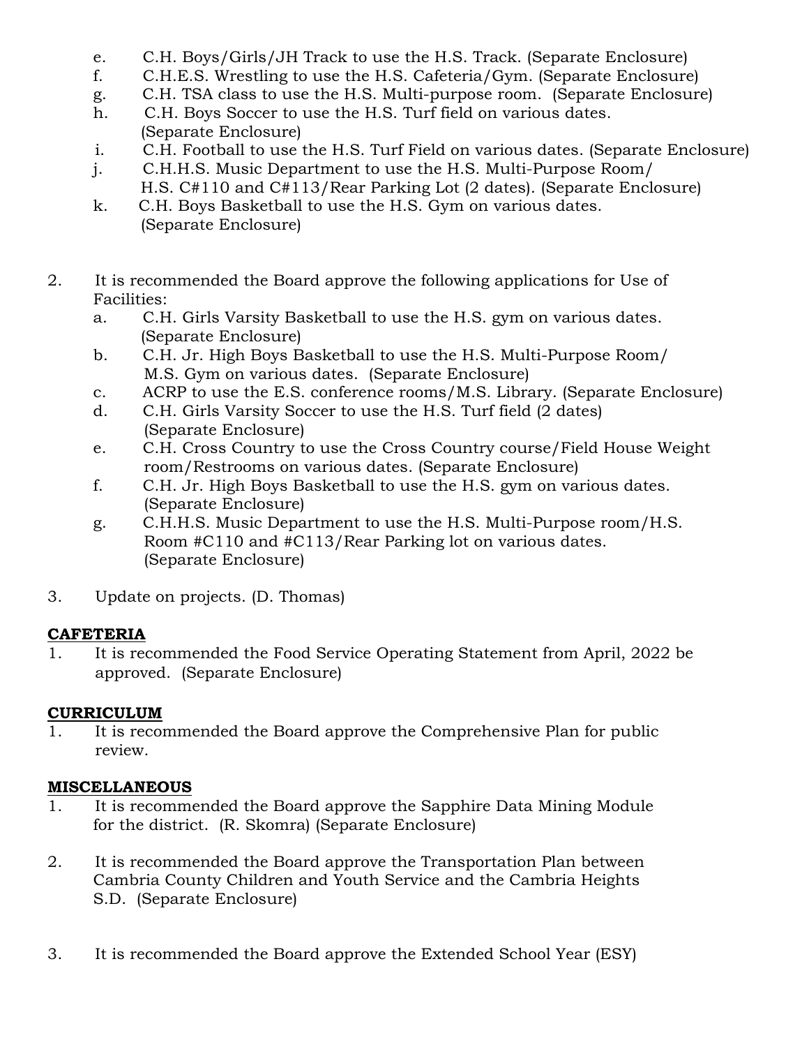e. C.H. Boys/Girls/JH Track to use the H.S. Track. (Separate Enclosure)
f. C.H.E.S. Wrestling to use the H.S. Cafeteria/Gym. (Separate Enclosure)
g. C.H. TSA class to use the H.S. Multi-purpose room. (Separate Enclosure)
h. C.H. Boys Soccer to use the H.S. Turf field on various dates. (Separate Enclosure)
i. C.H. Football to use the H.S. Turf Field on various dates. (Separate Enclosure)
j. C.H.H.S. Music Department to use the H.S. Multi-Purpose Room/ H.S. C#110 and C#113/Rear Parking Lot (2 dates). (Separate Enclosure)
k. C.H. Boys Basketball to use the H.S. Gym on various dates. (Separate Enclosure)

2. It is recommended the Board approve the following applications for Use of Facilities:
   a. C.H. Girls Varsity Basketball to use the H.S. gym on various dates. (Separate Enclosure)
   b. C.H. Jr. High Boys Basketball to use the H.S. Multi-Purpose Room/ M.S. Gym on various dates. (Separate Enclosure)
   c. ACRP to use the E.S. conference rooms/M.S. Library. (Separate Enclosure)
   d. C.H. Girls Varsity Soccer to use the H.S. Turf field (2 dates) (Separate Enclosure)
   e. C.H. Cross Country to use the Cross Country course/Field House Weight room/Restrooms on various dates. (Separate Enclosure)
   f. C.H. Jr. High Boys Basketball to use the H.S. gym on various dates. (Separate Enclosure)
   g. C.H.H.S. Music Department to use the H.S. Multi-Purpose room/H.S. Room #C110 and #C113/Rear Parking lot on various dates. (Separate Enclosure)

3. Update on projects. (D. Thomas)

**CAFETERIA**

1. It is recommended the Food Service Operating Statement from April, 2022 be approved. (Separate Enclosure)

**CURRICULUM**

1. It is recommended the Board approve the Comprehensive Plan for public review.

**MISCELLANEOUS**

1. It is recommended the Board approve the Sapphire Data Mining Module for the district. (R. Skomra) (Separate Enclosure)

2. It is recommended the Board approve the Transportation Plan between Cambria County Children and Youth Service and the Cambria Heights S.D. (Separate Enclosure)

3. It is recommended the Board approve the Extended School Year (ESY)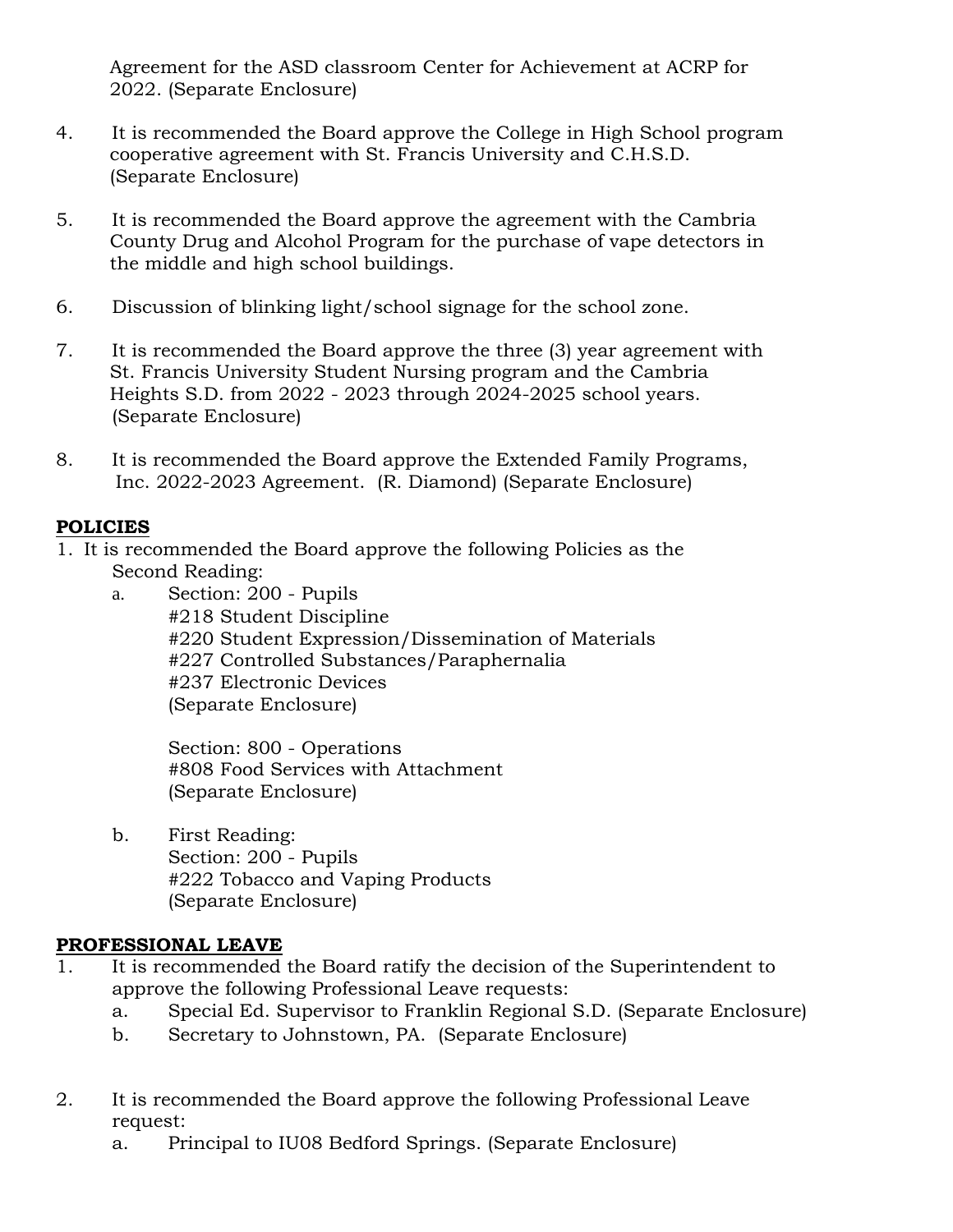Agreement for the ASD classroom Center for Achievement at ACRP for 2022. (Separate Enclosure)

4. It is recommended the Board approve the College in High School program cooperative agreement with St. Francis University and C.H.S.D. (Separate Enclosure)

5. It is recommended the Board approve the agreement with the Cambria County Drug and Alcohol Program for the purchase of vape detectors in the middle and high school buildings.

6. Discussion of blinking light/school signage for the school zone.

7. It is recommended the Board approve the three (3) year agreement with St. Francis University Student Nursing program and the Cambria Heights S.D. from 2022 - 2023 through 2024-2025 school years. (Separate Enclosure)

8. It is recommended the Board approve the Extended Family Programs, Inc. 2022-2023 Agreement. (R. Diamond) (Separate Enclosure)

**POLICIES**

1. It is recommended the Board approve the following Policies as the Second Reading:
   a. Section: 200 - Pupils
      #218 Student Discipline
      #220 Student Expression/Dissemination of Materials
      #227 Controlled Substances/Paraphernalia
      #237 Electronic Devices
      (Separate Enclosure)

      Section: 800 - Operations
      #808 Food Services with Attachment
      (Separate Enclosure)

   b. First Reading:
      Section: 200 - Pupils
      #222 Tobacco and Vaping Products
      (Separate Enclosure)

**PROFESSIONAL LEAVE**

1. It is recommended the Board ratify the decision of the Superintendent to approve the following Professional Leave requests:
   a. Special Ed. Supervisor to Franklin Regional S.D. (Separate Enclosure)
   b. Secretary to Johnstown, PA. (Separate Enclosure)

2. It is recommended the Board approve the following Professional Leave request:
   a. Principal to IU08 Bedford Springs. (Separate Enclosure)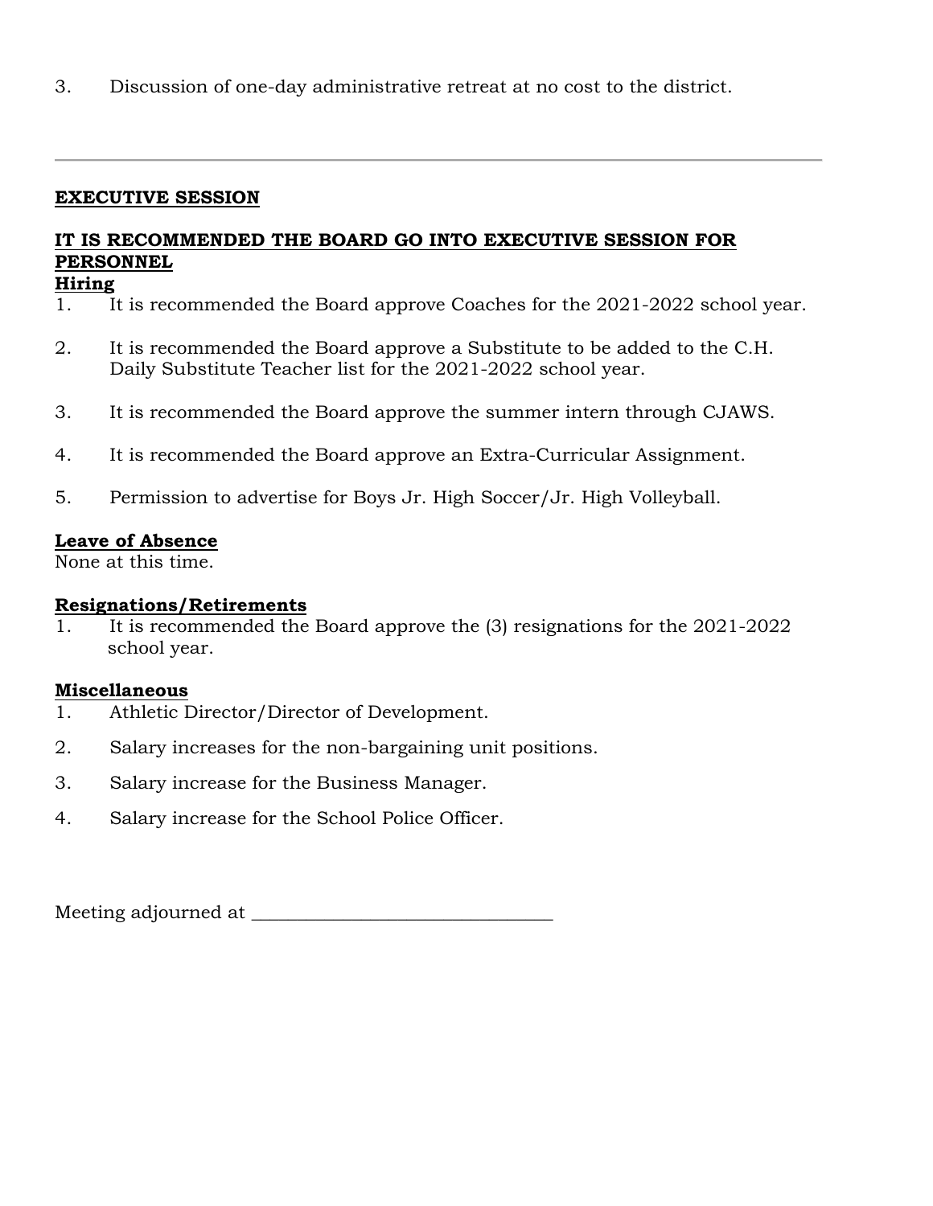3. Discussion of one-day administrative retreat at no cost to the district.

---

**EXECUTIVE SESSION**

**IT IS RECOMMENDED THE BOARD GO INTO EXECUTIVE SESSION FOR PERSONNEL**

**Hiring**

1. It is recommended the Board approve Coaches for the 2021-2022 school year.
2. It is recommended the Board approve a Substitute to be added to the C.H. Daily Substitute Teacher list for the 2021-2022 school year.
3. It is recommended the Board approve the summer intern through CJAWS.
4. It is recommended the Board approve an Extra-Curricular Assignment.
5. Permission to advertise for Boys Jr. High Soccer/Jr. High Volleyball.

**Leave of Absence**

None at this time.

**Resignations/Retirements**

1. It is recommended the Board approve the (3) resignations for the 2021-2022 school year.

**Miscellaneous**

1. Athletic Director/Director of Development.
2. Salary increases for the non-bargaining unit positions.
3. Salary increase for the Business Manager.
4. Salary increase for the School Police Officer.

Meeting adjourned at ______________________________